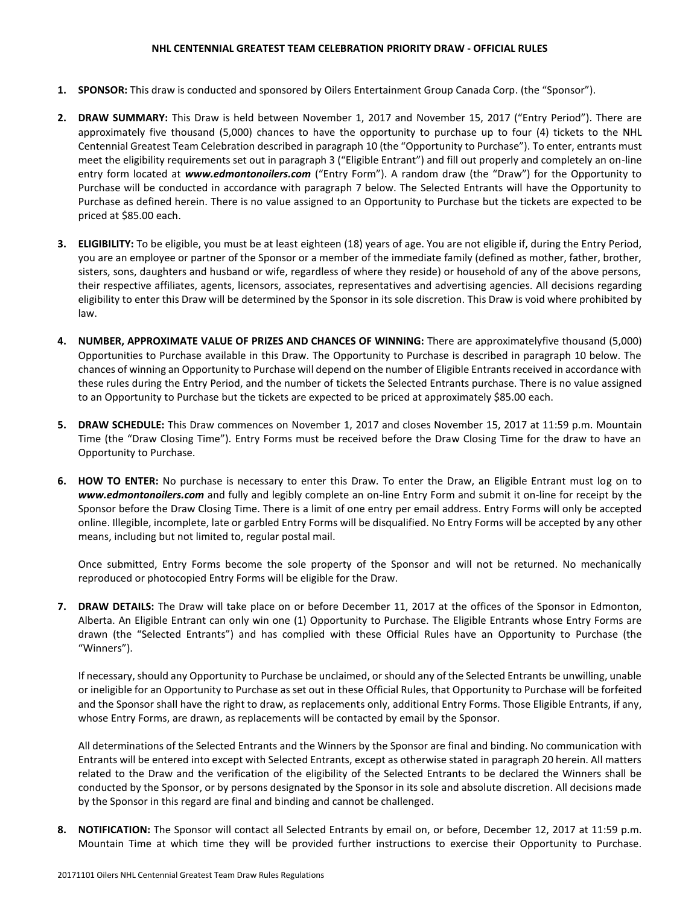# NHL CENTENNIAL GREATEST TEAM CELEBRATION PRIORITY DRAW - OFFICIAL RULES

1. **SPONSOR:** This draw is conducted and sponsored by Oilers Entertainment Group Canada Corp. (the "Sponsor").

2. **DRAW SUMMARY:** This Draw is held between November 1, 2017 and November 15, 2017 ("Entry Period"). There are approximately five thousand (5,000) chances to have the opportunity to purchase up to four (4) tickets to the NHL Centennial Greatest Team Celebration described in paragraph 10 (the "Opportunity to Purchase"). To enter, entrants must meet the eligibility requirements set out in paragraph 3 ("Eligible Entrant") and fill out properly and completely an on-line entry form located at ***www.edmontonoilers.com*** ("Entry Form"). A random draw (the "Draw") for the Opportunity to Purchase will be conducted in accordance with paragraph 7 below. The Selected Entrants will have the Opportunity to Purchase as defined herein. There is no value assigned to an Opportunity to Purchase but the tickets are expected to be priced at $85.00 each.

3. **ELIGIBILITY:** To be eligible, you must be at least eighteen (18) years of age. You are not eligible if, during the Entry Period, you are an employee or partner of the Sponsor or a member of the immediate family (defined as mother, father, brother, sisters, sons, daughters and husband or wife, regardless of where they reside) or household of any of the above persons, their respective affiliates, agents, licensors, associates, representatives and advertising agencies. All decisions regarding eligibility to enter this Draw will be determined by the Sponsor in its sole discretion. This Draw is void where prohibited by law.

4. **NUMBER, APPROXIMATE VALUE OF PRIZES AND CHANCES OF WINNING:** There are approximatelyfive thousand (5,000) Opportunities to Purchase available in this Draw. The Opportunity to Purchase is described in paragraph 10 below. The chances of winning an Opportunity to Purchase will depend on the number of Eligible Entrants received in accordance with these rules during the Entry Period, and the number of tickets the Selected Entrants purchase. There is no value assigned to an Opportunity to Purchase but the tickets are expected to be priced at approximately $85.00 each.

5. **DRAW SCHEDULE:** This Draw commences on November 1, 2017 and closes November 15, 2017 at 11:59 p.m. Mountain Time (the "Draw Closing Time"). Entry Forms must be received before the Draw Closing Time for the draw to have an Opportunity to Purchase.

6. **HOW TO ENTER:** No purchase is necessary to enter this Draw. To enter the Draw, an Eligible Entrant must log on to ***www.edmontonoilers.com*** and fully and legibly complete an on-line Entry Form and submit it on-line for receipt by the Sponsor before the Draw Closing Time. There is a limit of one entry per email address. Entry Forms will only be accepted online. Illegible, incomplete, late or garbled Entry Forms will be disqualified. No Entry Forms will be accepted by any other means, including but not limited to, regular postal mail.

   Once submitted, Entry Forms become the sole property of the Sponsor and will not be returned. No mechanically reproduced or photocopied Entry Forms will be eligible for the Draw.

7. **DRAW DETAILS:** The Draw will take place on or before December 11, 2017 at the offices of the Sponsor in Edmonton, Alberta. An Eligible Entrant can only win one (1) Opportunity to Purchase. The Eligible Entrants whose Entry Forms are drawn (the "Selected Entrants") and has complied with these Official Rules have an Opportunity to Purchase (the "Winners").

   If necessary, should any Opportunity to Purchase be unclaimed, or should any of the Selected Entrants be unwilling, unable or ineligible for an Opportunity to Purchase as set out in these Official Rules, that Opportunity to Purchase will be forfeited and the Sponsor shall have the right to draw, as replacements only, additional Entry Forms. Those Eligible Entrants, if any, whose Entry Forms, are drawn, as replacements will be contacted by email by the Sponsor.

   All determinations of the Selected Entrants and the Winners by the Sponsor are final and binding. No communication with Entrants will be entered into except with Selected Entrants, except as otherwise stated in paragraph 20 herein. All matters related to the Draw and the verification of the eligibility of the Selected Entrants to be declared the Winners shall be conducted by the Sponsor, or by persons designated by the Sponsor in its sole and absolute discretion. All decisions made by the Sponsor in this regard are final and binding and cannot be challenged.

8. **NOTIFICATION:** The Sponsor will contact all Selected Entrants by email on, or before, December 12, 2017 at 11:59 p.m. Mountain Time at which time they will be provided further instructions to exercise their Opportunity to Purchase.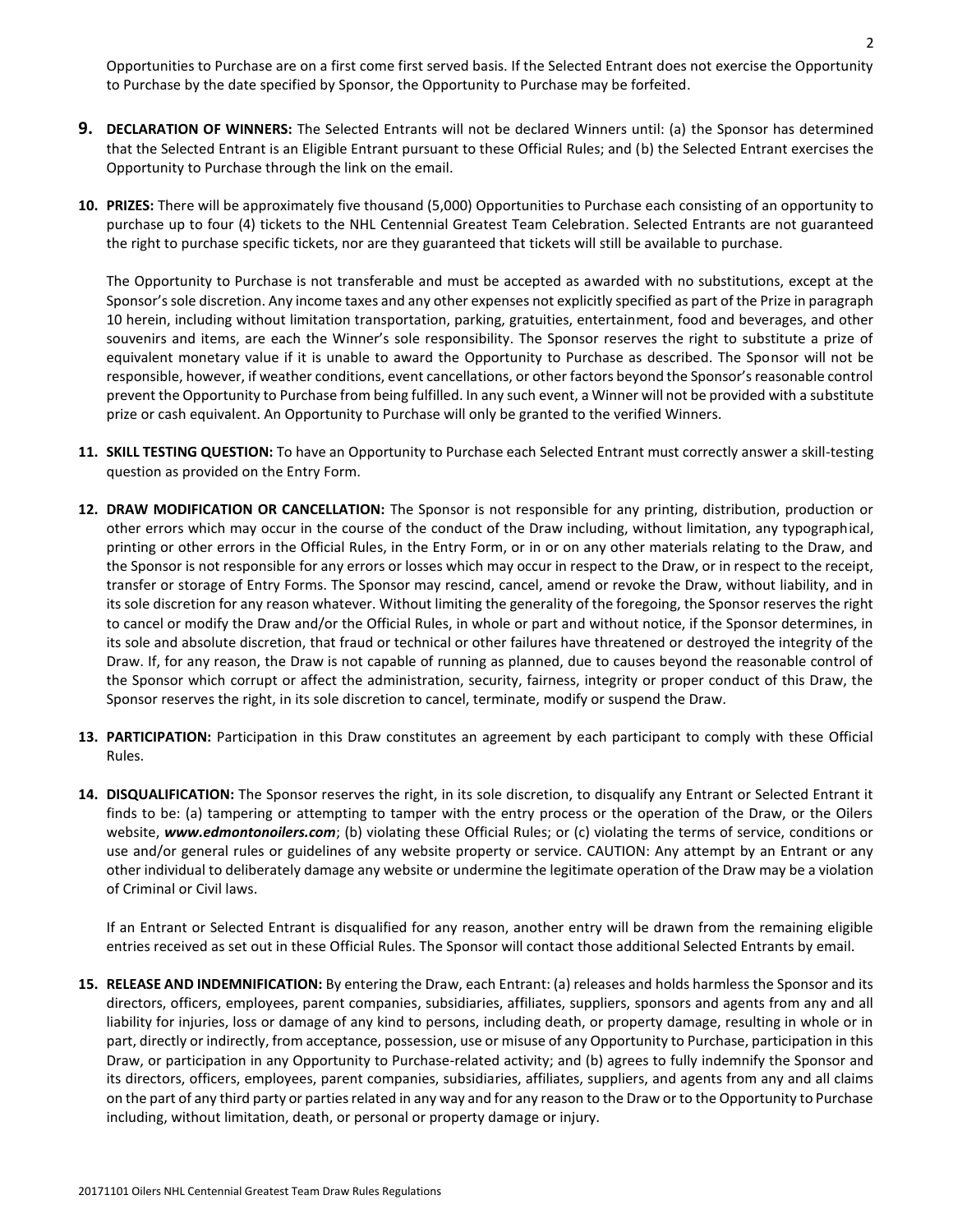Opportunities to Purchase are on a first come first served basis. If the Selected Entrant does not exercise the Opportunity to Purchase by the date specified by Sponsor, the Opportunity to Purchase may be forfeited.

**9. DECLARATION OF WINNERS:** The Selected Entrants will not be declared Winners until: (a) the Sponsor has determined that the Selected Entrant is an Eligible Entrant pursuant to these Official Rules; and (b) the Selected Entrant exercises the Opportunity to Purchase through the link on the email.

**10. PRIZES:** There will be approximately five thousand (5,000) Opportunities to Purchase each consisting of an opportunity to purchase up to four (4) tickets to the NHL Centennial Greatest Team Celebration. Selected Entrants are not guaranteed the right to purchase specific tickets, nor are they guaranteed that tickets will still be available to purchase.

The Opportunity to Purchase is not transferable and must be accepted as awarded with no substitutions, except at the Sponsor's sole discretion. Any income taxes and any other expenses not explicitly specified as part of the Prize in paragraph 10 herein, including without limitation transportation, parking, gratuities, entertainment, food and beverages, and other souvenirs and items, are each the Winner's sole responsibility. The Sponsor reserves the right to substitute a prize of equivalent monetary value if it is unable to award the Opportunity to Purchase as described. The Sponsor will not be responsible, however, if weather conditions, event cancellations, or other factors beyond the Sponsor's reasonable control prevent the Opportunity to Purchase from being fulfilled. In any such event, a Winner will not be provided with a substitute prize or cash equivalent. An Opportunity to Purchase will only be granted to the verified Winners.

**11. SKILL TESTING QUESTION:** To have an Opportunity to Purchase each Selected Entrant must correctly answer a skill-testing question as provided on the Entry Form.

**12. DRAW MODIFICATION OR CANCELLATION:** The Sponsor is not responsible for any printing, distribution, production or other errors which may occur in the course of the conduct of the Draw including, without limitation, any typographical, printing or other errors in the Official Rules, in the Entry Form, or in or on any other materials relating to the Draw, and the Sponsor is not responsible for any errors or losses which may occur in respect to the Draw, or in respect to the receipt, transfer or storage of Entry Forms. The Sponsor may rescind, cancel, amend or revoke the Draw, without liability, and in its sole discretion for any reason whatever. Without limiting the generality of the foregoing, the Sponsor reserves the right to cancel or modify the Draw and/or the Official Rules, in whole or part and without notice, if the Sponsor determines, in its sole and absolute discretion, that fraud or technical or other failures have threatened or destroyed the integrity of the Draw. If, for any reason, the Draw is not capable of running as planned, due to causes beyond the reasonable control of the Sponsor which corrupt or affect the administration, security, fairness, integrity or proper conduct of this Draw, the Sponsor reserves the right, in its sole discretion to cancel, terminate, modify or suspend the Draw.

**13. PARTICIPATION:** Participation in this Draw constitutes an agreement by each participant to comply with these Official Rules.

**14. DISQUALIFICATION:** The Sponsor reserves the right, in its sole discretion, to disqualify any Entrant or Selected Entrant it finds to be: (a) tampering or attempting to tamper with the entry process or the operation of the Draw, or the Oilers website, ***www.edmontonoilers.com***; (b) violating these Official Rules; or (c) violating the terms of service, conditions or use and/or general rules or guidelines of any website property or service. CAUTION: Any attempt by an Entrant or any other individual to deliberately damage any website or undermine the legitimate operation of the Draw may be a violation of Criminal or Civil laws.

If an Entrant or Selected Entrant is disqualified for any reason, another entry will be drawn from the remaining eligible entries received as set out in these Official Rules. The Sponsor will contact those additional Selected Entrants by email.

**15. RELEASE AND INDEMNIFICATION:** By entering the Draw, each Entrant: (a) releases and holds harmless the Sponsor and its directors, officers, employees, parent companies, subsidiaries, affiliates, suppliers, sponsors and agents from any and all liability for injuries, loss or damage of any kind to persons, including death, or property damage, resulting in whole or in part, directly or indirectly, from acceptance, possession, use or misuse of any Opportunity to Purchase, participation in this Draw, or participation in any Opportunity to Purchase-related activity; and (b) agrees to fully indemnify the Sponsor and its directors, officers, employees, parent companies, subsidiaries, affiliates, suppliers, and agents from any and all claims on the part of any third party or parties related in any way and for any reason to the Draw or to the Opportunity to Purchase including, without limitation, death, or personal or property damage or injury.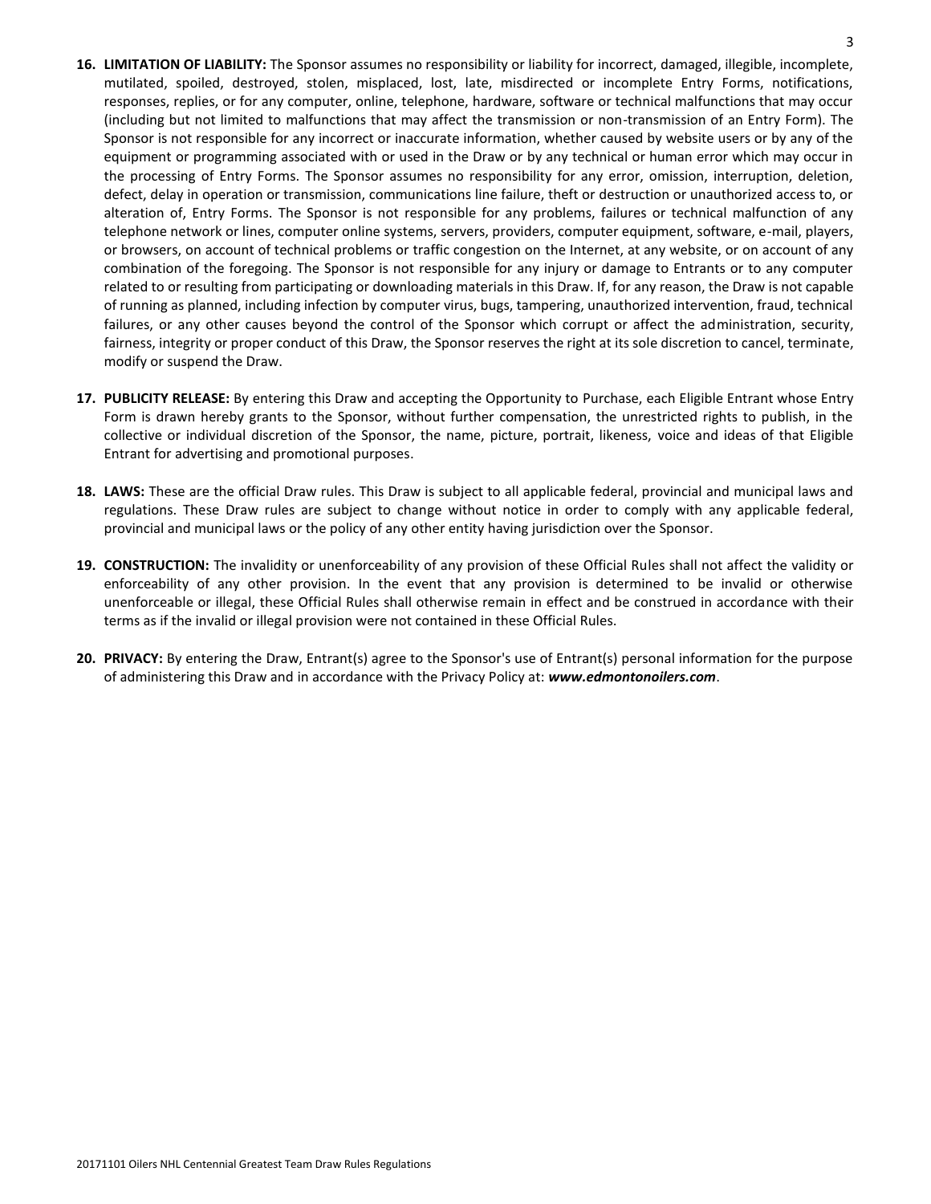16. **LIMITATION OF LIABILITY:** The Sponsor assumes no responsibility or liability for incorrect, damaged, illegible, incomplete, mutilated, spoiled, destroyed, stolen, misplaced, lost, late, misdirected or incomplete Entry Forms, notifications, responses, replies, or for any computer, online, telephone, hardware, software or technical malfunctions that may occur (including but not limited to malfunctions that may affect the transmission or non-transmission of an Entry Form). The Sponsor is not responsible for any incorrect or inaccurate information, whether caused by website users or by any of the equipment or programming associated with or used in the Draw or by any technical or human error which may occur in the processing of Entry Forms. The Sponsor assumes no responsibility for any error, omission, interruption, deletion, defect, delay in operation or transmission, communications line failure, theft or destruction or unauthorized access to, or alteration of, Entry Forms. The Sponsor is not responsible for any problems, failures or technical malfunction of any telephone network or lines, computer online systems, servers, providers, computer equipment, software, e-mail, players, or browsers, on account of technical problems or traffic congestion on the Internet, at any website, or on account of any combination of the foregoing. The Sponsor is not responsible for any injury or damage to Entrants or to any computer related to or resulting from participating or downloading materials in this Draw. If, for any reason, the Draw is not capable of running as planned, including infection by computer virus, bugs, tampering, unauthorized intervention, fraud, technical failures, or any other causes beyond the control of the Sponsor which corrupt or affect the administration, security, fairness, integrity or proper conduct of this Draw, the Sponsor reserves the right at its sole discretion to cancel, terminate, modify or suspend the Draw.

17. **PUBLICITY RELEASE:** By entering this Draw and accepting the Opportunity to Purchase, each Eligible Entrant whose Entry Form is drawn hereby grants to the Sponsor, without further compensation, the unrestricted rights to publish, in the collective or individual discretion of the Sponsor, the name, picture, portrait, likeness, voice and ideas of that Eligible Entrant for advertising and promotional purposes.

18. **LAWS:** These are the official Draw rules. This Draw is subject to all applicable federal, provincial and municipal laws and regulations. These Draw rules are subject to change without notice in order to comply with any applicable federal, provincial and municipal laws or the policy of any other entity having jurisdiction over the Sponsor.

19. **CONSTRUCTION:** The invalidity or unenforceability of any provision of these Official Rules shall not affect the validity or enforceability of any other provision. In the event that any provision is determined to be invalid or otherwise unenforceable or illegal, these Official Rules shall otherwise remain in effect and be construed in accordance with their terms as if the invalid or illegal provision were not contained in these Official Rules.

20. **PRIVACY:** By entering the Draw, Entrant(s) agree to the Sponsor's use of Entrant(s) personal information for the purpose of administering this Draw and in accordance with the Privacy Policy at: ***www.edmontonoilers.com***.